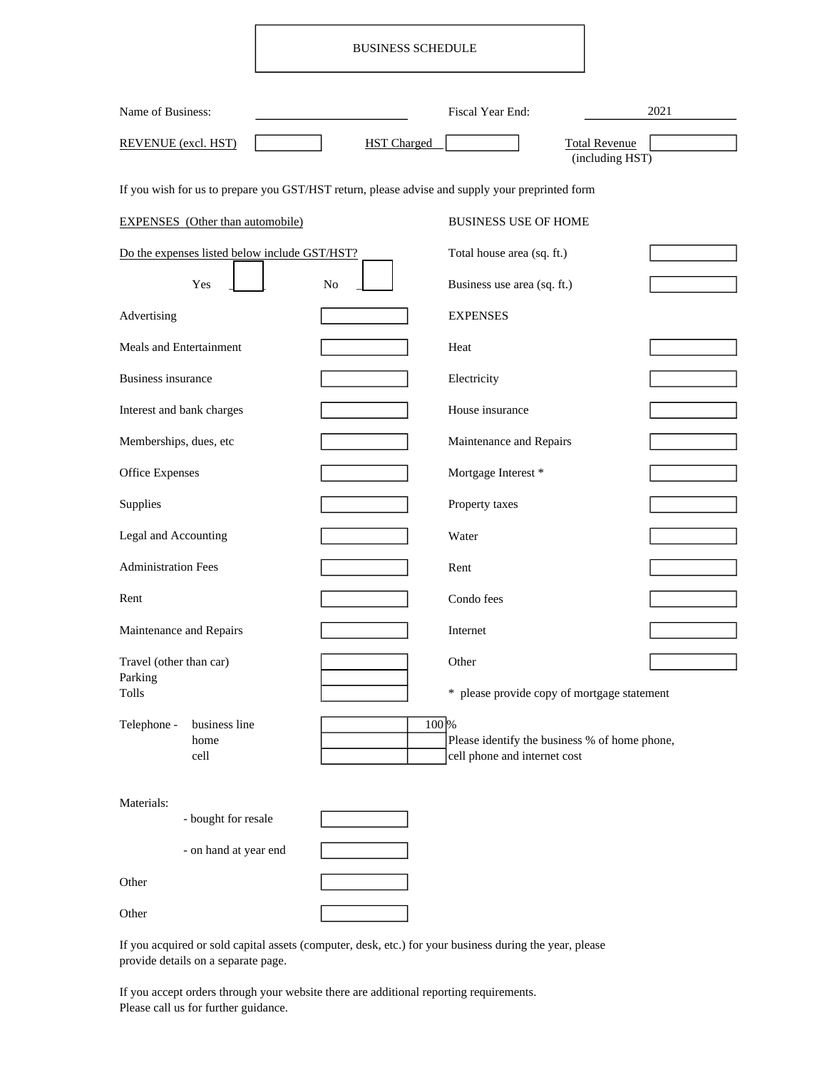# BUSINESS SCHEDULE

| | | | |
|---|---|---|---|
| Name of Business: | | Fiscal Year End: | 2021 |

| REVENUE (excl. HST) | | HST Charged | | Total Revenue (including HST) | |
|---|---|---|---|---|---|

If you wish for us to prepare you GST/HST return, please advise and supply your preprinted form

## EXPENSES (Other than automobile)

Do the expenses listed below include GST/HST?

Yes ☐ No ☐

| Expense | Amount |
|---|---|
| Advertising | |
| Meals and Entertainment | |
| Business insurance | |
| Interest and bank charges | |
| Memberships, dues, etc | |
| Office Expenses | |
| Supplies | |
| Legal and Accounting | |
| Administration Fees | |
| Rent | |
| Maintenance and Repairs | |
| Travel (other than car) | |
| Parking | |
| Tolls | |

| Telephone - | Amount | % |
|---|---|---|
| business line | | 100 % |
| home | | |
| cell | | |

Please identify the business % of home phone, cell phone and internet cost

| Materials: | Amount |
|---|---|
| - bought for resale | |
| - on hand at year end | |
| Other | |
| Other | |

## BUSINESS USE OF HOME

| | |
|---|---|
| Total house area (sq. ft.) | |
| Business use area (sq. ft.) | |

### EXPENSES

| Expense | Amount |
|---|---|
| Heat | |
| Electricity | |
| House insurance | |
| Maintenance and Repairs | |
| Mortgage Interest * | |
| Property taxes | |
| Water | |
| Rent | |
| Condo fees | |
| Internet | |
| Other | |

* please provide copy of mortgage statement

If you acquired or sold capital assets (computer, desk, etc.) for your business during the year, please provide details on a separate page.

If you accept orders through your website there are additional reporting requirements.
Please call us for further guidance.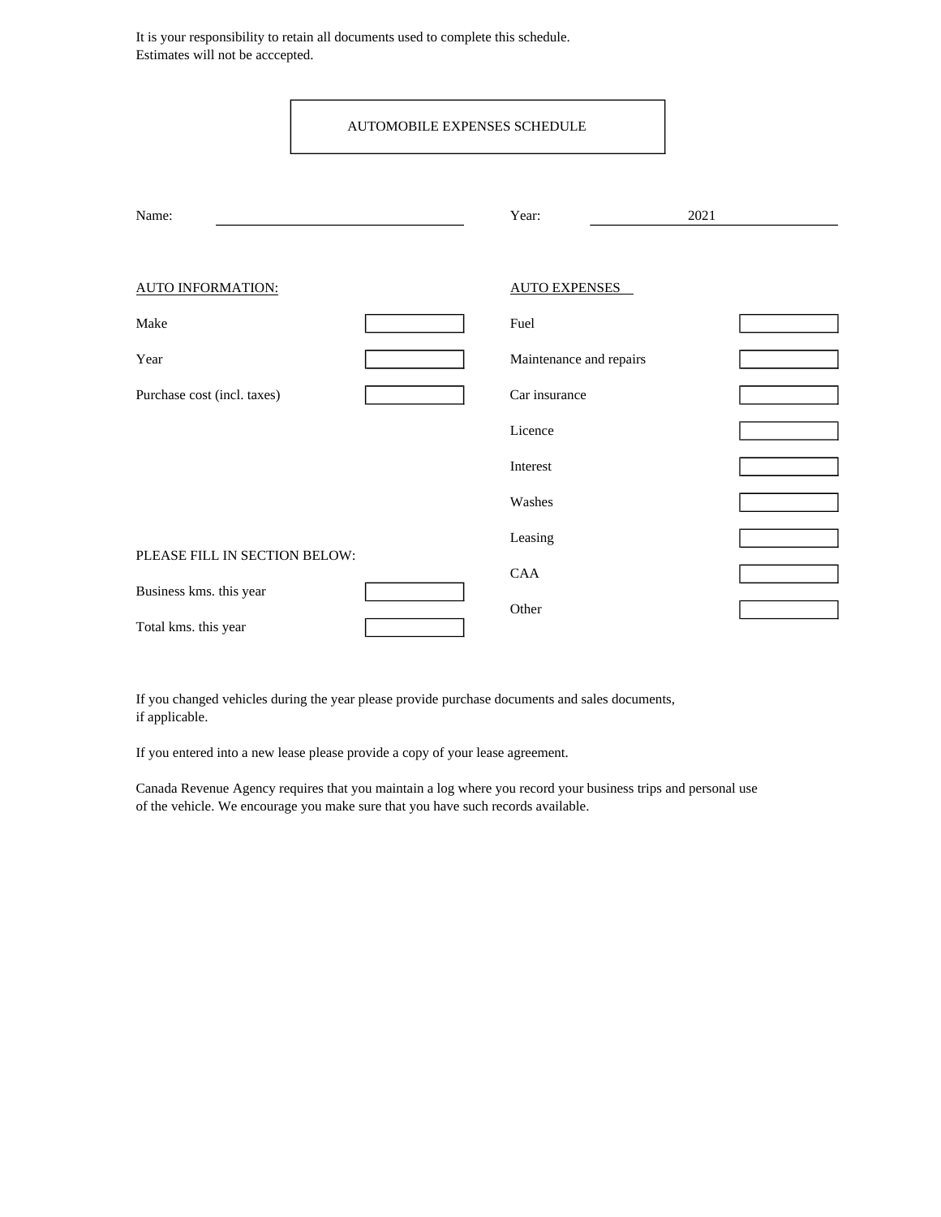It is your responsibility to retain all documents used to complete this schedule.
Estimates will not be acccepted.

# AUTOMOBILE EXPENSES SCHEDULE

Name: ______________________ Year: 2021

AUTO INFORMATION:

| | |
|---|---|
| Make | |
| Year | |
| Purchase cost (incl. taxes) | |

AUTO EXPENSES

| | |
|---|---|
| Fuel | |
| Maintenance and repairs | |
| Car insurance | |
| Licence | |
| Interest | |
| Washes | |
| Leasing | |
| CAA | |
| Other | |

PLEASE FILL IN SECTION BELOW:

| | |
|---|---|
| Business kms. this year | |
| Total kms. this year | |

If you changed vehicles during the year please provide purchase documents and sales documents, if applicable.

If you entered into a new lease please provide a copy of your lease agreement.

Canada Revenue Agency requires that you maintain a log where you record your business trips and personal use of the vehicle. We encourage you make sure that you have such records available.